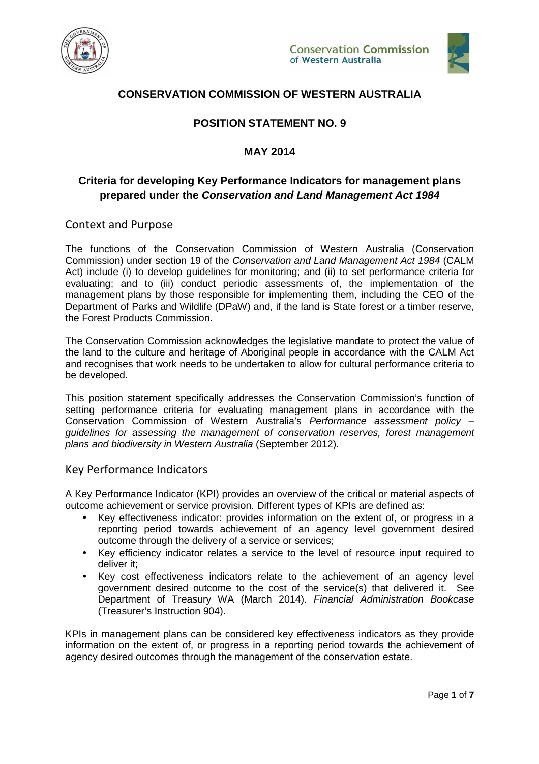# CONSERVATION COMMISSION OF WESTERN AUSTRALIA

## POSITION STATEMENT NO. 9

## MAY 2014

## Criteria for developing Key Performance Indicators for management plans prepared under the *Conservation and Land Management Act 1984*

### Context and Purpose

The functions of the Conservation Commission of Western Australia (Conservation Commission) under section 19 of the *Conservation and Land Management Act 1984* (CALM Act) include (i) to develop guidelines for monitoring; and (ii) to set performance criteria for evaluating; and to (iii) conduct periodic assessments of, the implementation of the management plans by those responsible for implementing them, including the CEO of the Department of Parks and Wildlife (DPaW) and, if the land is State forest or a timber reserve, the Forest Products Commission.

The Conservation Commission acknowledges the legislative mandate to protect the value of the land to the culture and heritage of Aboriginal people in accordance with the CALM Act and recognises that work needs to be undertaken to allow for cultural performance criteria to be developed.

This position statement specifically addresses the Conservation Commission's function of setting performance criteria for evaluating management plans in accordance with the Conservation Commission of Western Australia's *Performance assessment policy – guidelines for assessing the management of conservation reserves, forest management plans and biodiversity in Western Australia* (September 2012).

### Key Performance Indicators

A Key Performance Indicator (KPI) provides an overview of the critical or material aspects of outcome achievement or service provision. Different types of KPIs are defined as:

- Key effectiveness indicator: provides information on the extent of, or progress in a reporting period towards achievement of an agency level government desired outcome through the delivery of a service or services;
- Key efficiency indicator relates a service to the level of resource input required to deliver it;
- Key cost effectiveness indicators relate to the achievement of an agency level government desired outcome to the cost of the service(s) that delivered it. See Department of Treasury WA (March 2014). *Financial Administration Bookcase* (Treasurer's Instruction 904).

KPIs in management plans can be considered key effectiveness indicators as they provide information on the extent of, or progress in a reporting period towards the achievement of agency desired outcomes through the management of the conservation estate.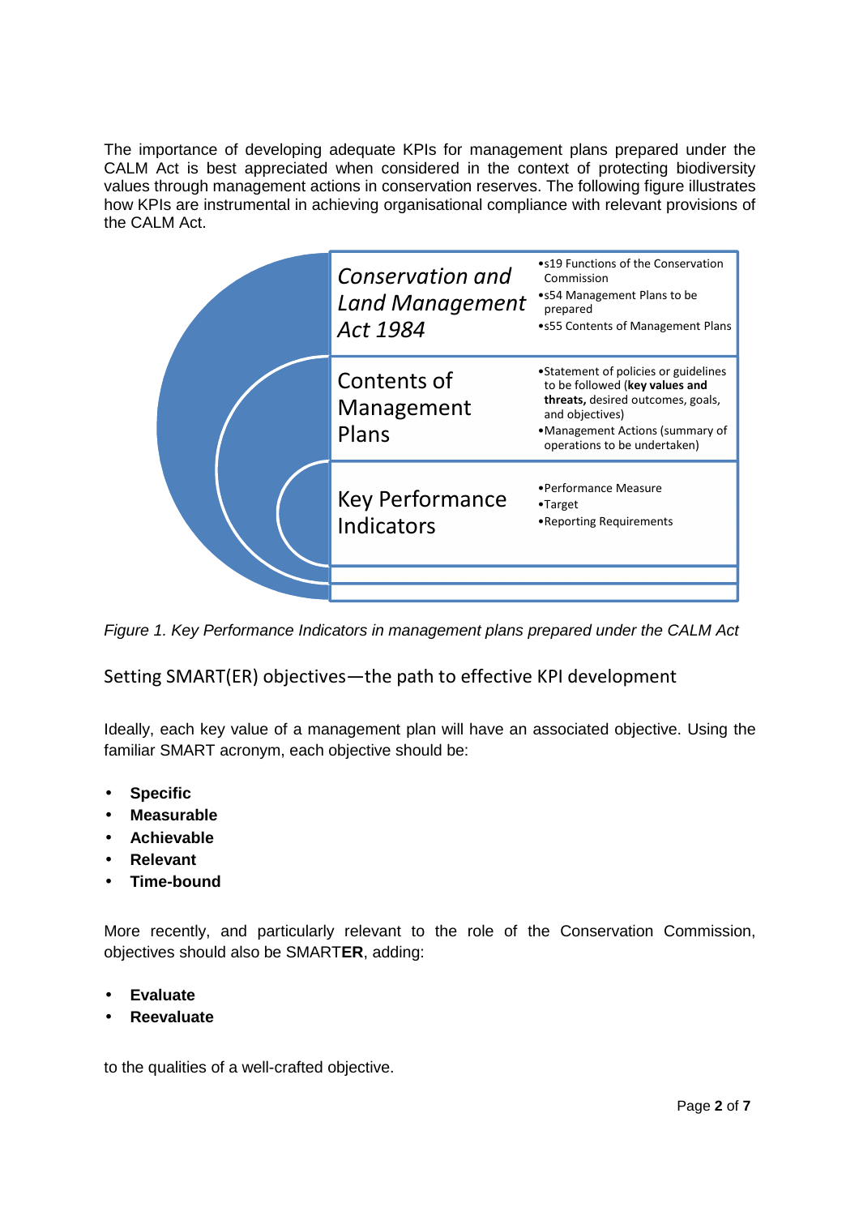The importance of developing adequate KPIs for management plans prepared under the CALM Act is best appreciated when considered in the context of protecting biodiversity values through management actions in conservation reserves. The following figure illustrates how KPIs are instrumental in achieving organisational compliance with relevant provisions of the CALM Act.

| | |
|---|---|
| *Conservation and Land Management Act 1984* | • s19 Functions of the Conservation Commission<br>• s54 Management Plans to be prepared<br>• s55 Contents of Management Plans |
| Contents of Management Plans | • Statement of policies or guidelines to be followed (**key values and threats,** desired outcomes, goals, and objectives)<br>• Management Actions (summary of operations to be undertaken) |
| Key Performance Indicators | • Performance Measure<br>• Target<br>• Reporting Requirements |

*Figure 1. Key Performance Indicators in management plans prepared under the CALM Act*

## Setting SMART(ER) objectives—the path to effective KPI development

Ideally, each key value of a management plan will have an associated objective. Using the familiar SMART acronym, each objective should be:

- **Specific**
- **Measurable**
- **Achievable**
- **Relevant**
- **Time-bound**

More recently, and particularly relevant to the role of the Conservation Commission, objectives should also be SMART**ER**, adding:

- **Evaluate**
- **Reevaluate**

to the qualities of a well-crafted objective.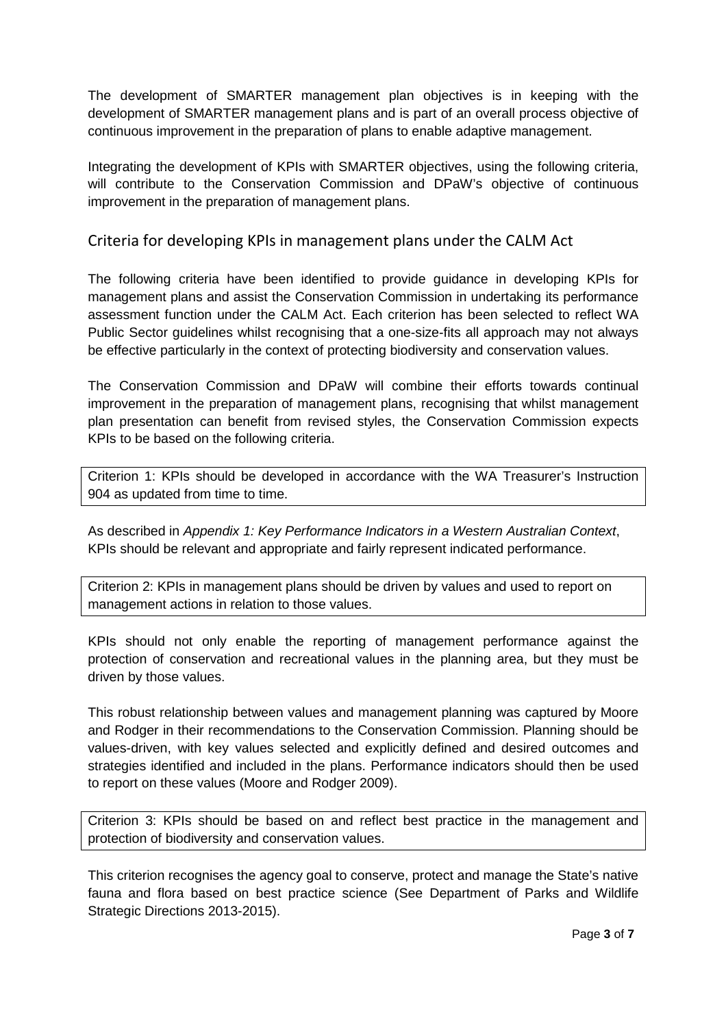The development of SMARTER management plan objectives is in keeping with the development of SMARTER management plans and is part of an overall process objective of continuous improvement in the preparation of plans to enable adaptive management.

Integrating the development of KPIs with SMARTER objectives, using the following criteria, will contribute to the Conservation Commission and DPaW's objective of continuous improvement in the preparation of management plans.

## Criteria for developing KPIs in management plans under the CALM Act

The following criteria have been identified to provide guidance in developing KPIs for management plans and assist the Conservation Commission in undertaking its performance assessment function under the CALM Act. Each criterion has been selected to reflect WA Public Sector guidelines whilst recognising that a one-size-fits all approach may not always be effective particularly in the context of protecting biodiversity and conservation values.

The Conservation Commission and DPaW will combine their efforts towards continual improvement in the preparation of management plans, recognising that whilst management plan presentation can benefit from revised styles, the Conservation Commission expects KPIs to be based on the following criteria.

> Criterion 1: KPIs should be developed in accordance with the WA Treasurer's Instruction 904 as updated from time to time.

As described in *Appendix 1: Key Performance Indicators in a Western Australian Context*, KPIs should be relevant and appropriate and fairly represent indicated performance.

> Criterion 2: KPIs in management plans should be driven by values and used to report on management actions in relation to those values.

KPIs should not only enable the reporting of management performance against the protection of conservation and recreational values in the planning area, but they must be driven by those values.

This robust relationship between values and management planning was captured by Moore and Rodger in their recommendations to the Conservation Commission. Planning should be values-driven, with key values selected and explicitly defined and desired outcomes and strategies identified and included in the plans. Performance indicators should then be used to report on these values (Moore and Rodger 2009).

> Criterion 3: KPIs should be based on and reflect best practice in the management and protection of biodiversity and conservation values.

This criterion recognises the agency goal to conserve, protect and manage the State's native fauna and flora based on best practice science (See Department of Parks and Wildlife Strategic Directions 2013-2015).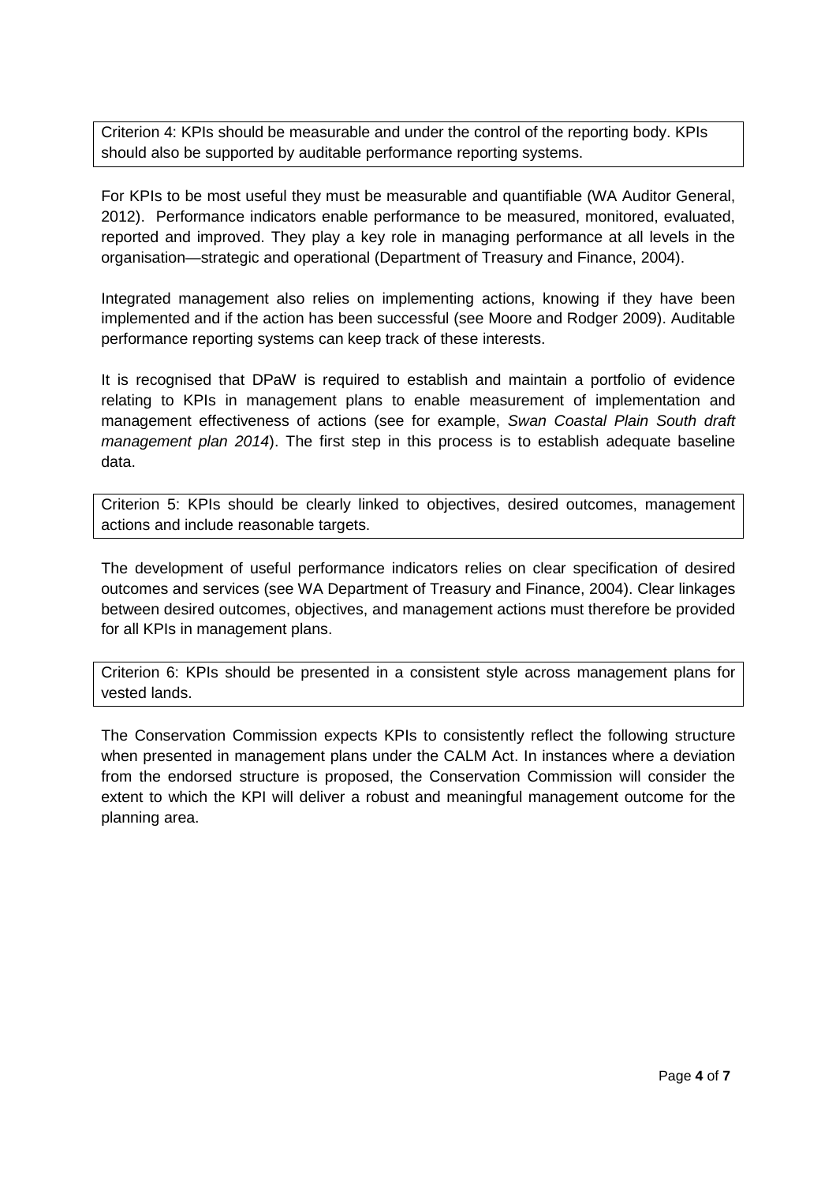> Criterion 4: KPIs should be measurable and under the control of the reporting body. KPIs should also be supported by auditable performance reporting systems.

For KPIs to be most useful they must be measurable and quantifiable (WA Auditor General, 2012). Performance indicators enable performance to be measured, monitored, evaluated, reported and improved. They play a key role in managing performance at all levels in the organisation—strategic and operational (Department of Treasury and Finance, 2004).

Integrated management also relies on implementing actions, knowing if they have been implemented and if the action has been successful (see Moore and Rodger 2009). Auditable performance reporting systems can keep track of these interests.

It is recognised that DPaW is required to establish and maintain a portfolio of evidence relating to KPIs in management plans to enable measurement of implementation and management effectiveness of actions (see for example, *Swan Coastal Plain South draft management plan 2014*). The first step in this process is to establish adequate baseline data.

> Criterion 5: KPIs should be clearly linked to objectives, desired outcomes, management actions and include reasonable targets.

The development of useful performance indicators relies on clear specification of desired outcomes and services (see WA Department of Treasury and Finance, 2004). Clear linkages between desired outcomes, objectives, and management actions must therefore be provided for all KPIs in management plans.

> Criterion 6: KPIs should be presented in a consistent style across management plans for vested lands.

The Conservation Commission expects KPIs to consistently reflect the following structure when presented in management plans under the CALM Act. In instances where a deviation from the endorsed structure is proposed, the Conservation Commission will consider the extent to which the KPI will deliver a robust and meaningful management outcome for the planning area.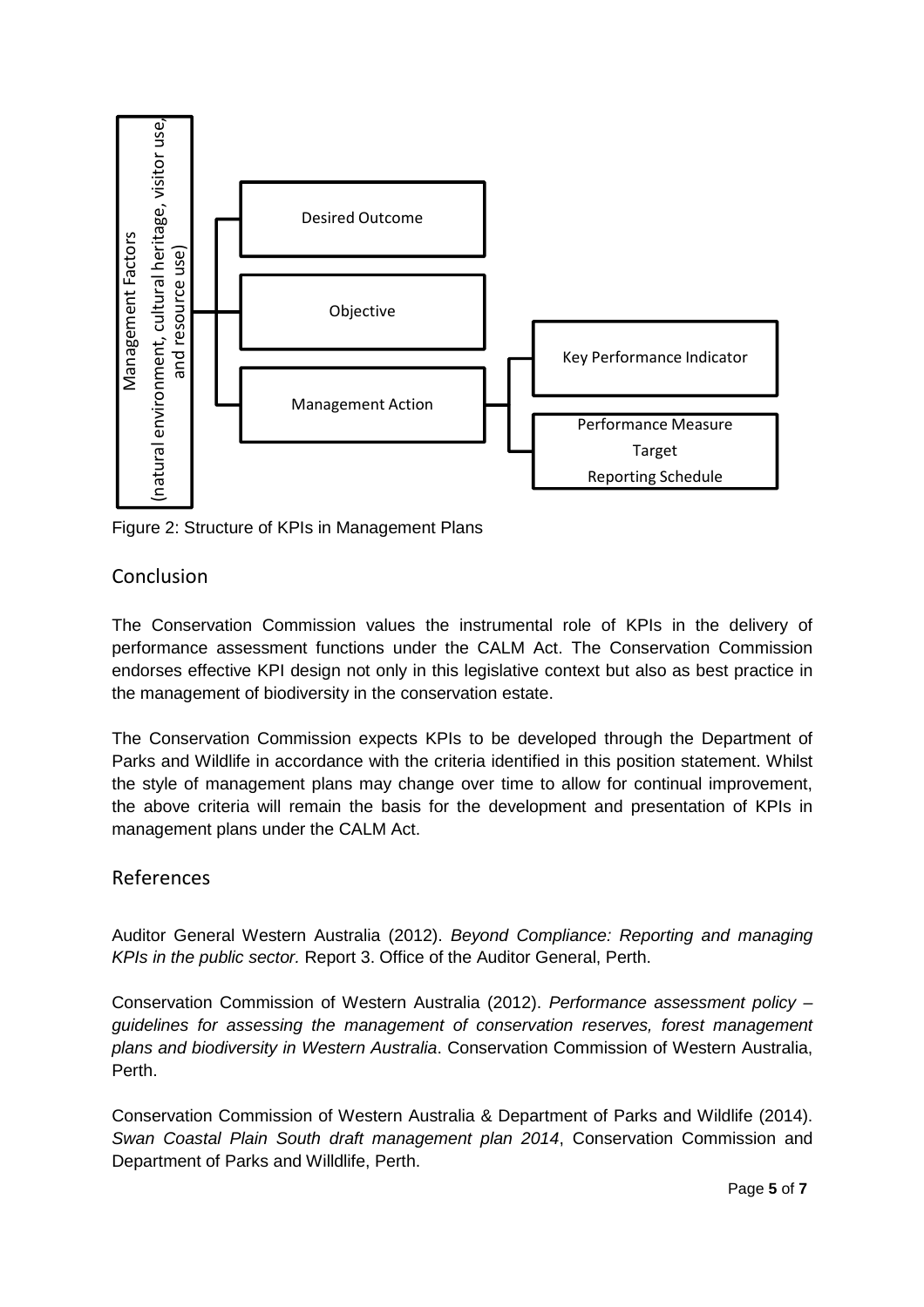Management Factors (natural environment, cultural heritage, visitor use, and resource use)

- Desired Outcome
- Objective
- Management Action
  - Key Performance Indicator
  - Performance Measure / Target / Reporting Schedule

Figure 2: Structure of KPIs in Management Plans

## Conclusion

The Conservation Commission values the instrumental role of KPIs in the delivery of performance assessment functions under the CALM Act. The Conservation Commission endorses effective KPI design not only in this legislative context but also as best practice in the management of biodiversity in the conservation estate.

The Conservation Commission expects KPIs to be developed through the Department of Parks and Wildlife in accordance with the criteria identified in this position statement. Whilst the style of management plans may change over time to allow for continual improvement, the above criteria will remain the basis for the development and presentation of KPIs in management plans under the CALM Act.

## References

Auditor General Western Australia (2012). *Beyond Compliance: Reporting and managing KPIs in the public sector.* Report 3. Office of the Auditor General, Perth.

Conservation Commission of Western Australia (2012). *Performance assessment policy – guidelines for assessing the management of conservation reserves, forest management plans and biodiversity in Western Australia*. Conservation Commission of Western Australia, Perth.

Conservation Commission of Western Australia & Department of Parks and Wildlife (2014). *Swan Coastal Plain South draft management plan 2014*, Conservation Commission and Department of Parks and Willdlife, Perth.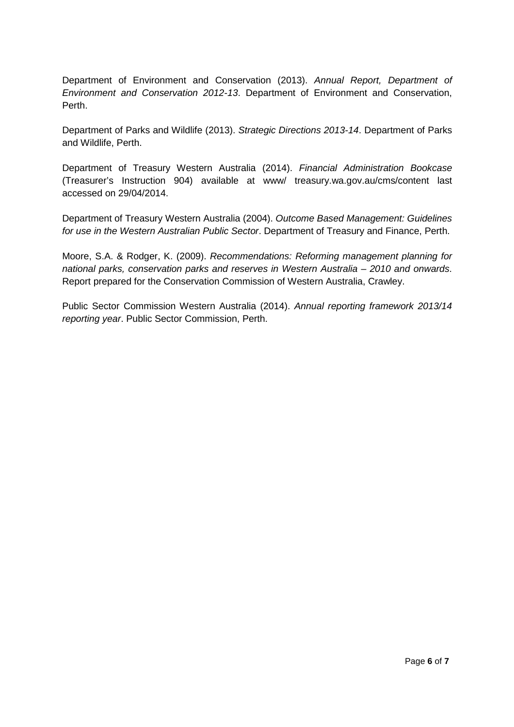Department of Environment and Conservation (2013). *Annual Report, Department of Environment and Conservation 2012-13*. Department of Environment and Conservation, Perth.

Department of Parks and Wildlife (2013). *Strategic Directions 2013-14*. Department of Parks and Wildlife, Perth.

Department of Treasury Western Australia (2014). *Financial Administration Bookcase* (Treasurer's Instruction 904) available at www/ treasury.wa.gov.au/cms/content last accessed on 29/04/2014.

Department of Treasury Western Australia (2004). *Outcome Based Management: Guidelines for use in the Western Australian Public Sector*. Department of Treasury and Finance, Perth.

Moore, S.A. & Rodger, K. (2009). *Recommendations: Reforming management planning for national parks, conservation parks and reserves in Western Australia – 2010 and onwards*. Report prepared for the Conservation Commission of Western Australia, Crawley.

Public Sector Commission Western Australia (2014). *Annual reporting framework 2013/14 reporting year*. Public Sector Commission, Perth.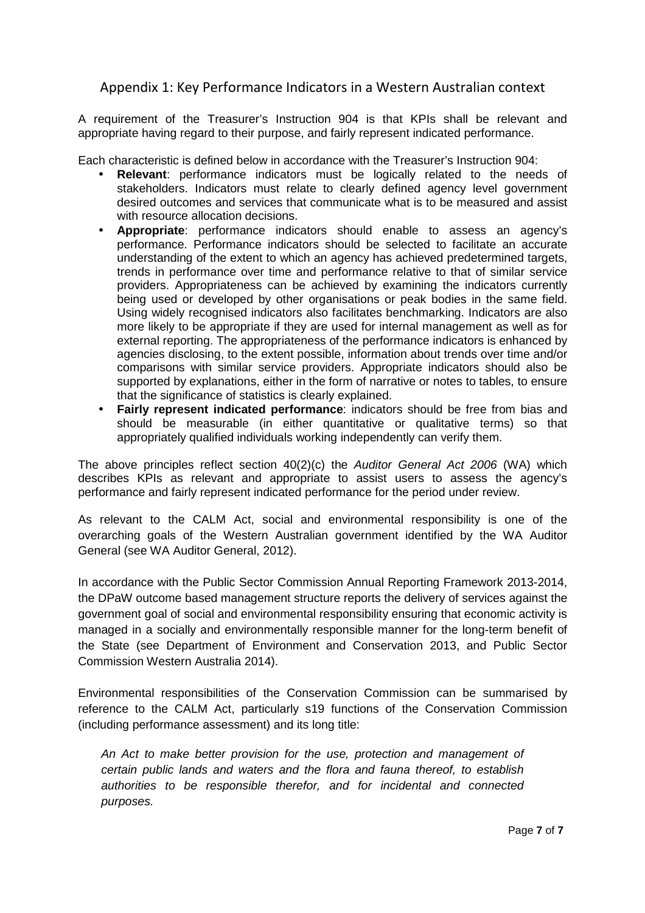## Appendix 1: Key Performance Indicators in a Western Australian context

A requirement of the Treasurer's Instruction 904 is that KPIs shall be relevant and appropriate having regard to their purpose, and fairly represent indicated performance.

Each characteristic is defined below in accordance with the Treasurer's Instruction 904:

- **Relevant**: performance indicators must be logically related to the needs of stakeholders. Indicators must relate to clearly defined agency level government desired outcomes and services that communicate what is to be measured and assist with resource allocation decisions.
- **Appropriate**: performance indicators should enable to assess an agency's performance. Performance indicators should be selected to facilitate an accurate understanding of the extent to which an agency has achieved predetermined targets, trends in performance over time and performance relative to that of similar service providers. Appropriateness can be achieved by examining the indicators currently being used or developed by other organisations or peak bodies in the same field. Using widely recognised indicators also facilitates benchmarking. Indicators are also more likely to be appropriate if they are used for internal management as well as for external reporting. The appropriateness of the performance indicators is enhanced by agencies disclosing, to the extent possible, information about trends over time and/or comparisons with similar service providers. Appropriate indicators should also be supported by explanations, either in the form of narrative or notes to tables, to ensure that the significance of statistics is clearly explained.
- **Fairly represent indicated performance**: indicators should be free from bias and should be measurable (in either quantitative or qualitative terms) so that appropriately qualified individuals working independently can verify them.

The above principles reflect section 40(2)(c) the *Auditor General Act 2006* (WA) which describes KPIs as relevant and appropriate to assist users to assess the agency's performance and fairly represent indicated performance for the period under review.

As relevant to the CALM Act, social and environmental responsibility is one of the overarching goals of the Western Australian government identified by the WA Auditor General (see WA Auditor General, 2012).

In accordance with the Public Sector Commission Annual Reporting Framework 2013-2014, the DPaW outcome based management structure reports the delivery of services against the government goal of social and environmental responsibility ensuring that economic activity is managed in a socially and environmentally responsible manner for the long-term benefit of the State (see Department of Environment and Conservation 2013, and Public Sector Commission Western Australia 2014).

Environmental responsibilities of the Conservation Commission can be summarised by reference to the CALM Act, particularly s19 functions of the Conservation Commission (including performance assessment) and its long title:

> *An Act to make better provision for the use, protection and management of certain public lands and waters and the flora and fauna thereof, to establish authorities to be responsible therefor, and for incidental and connected purposes.*